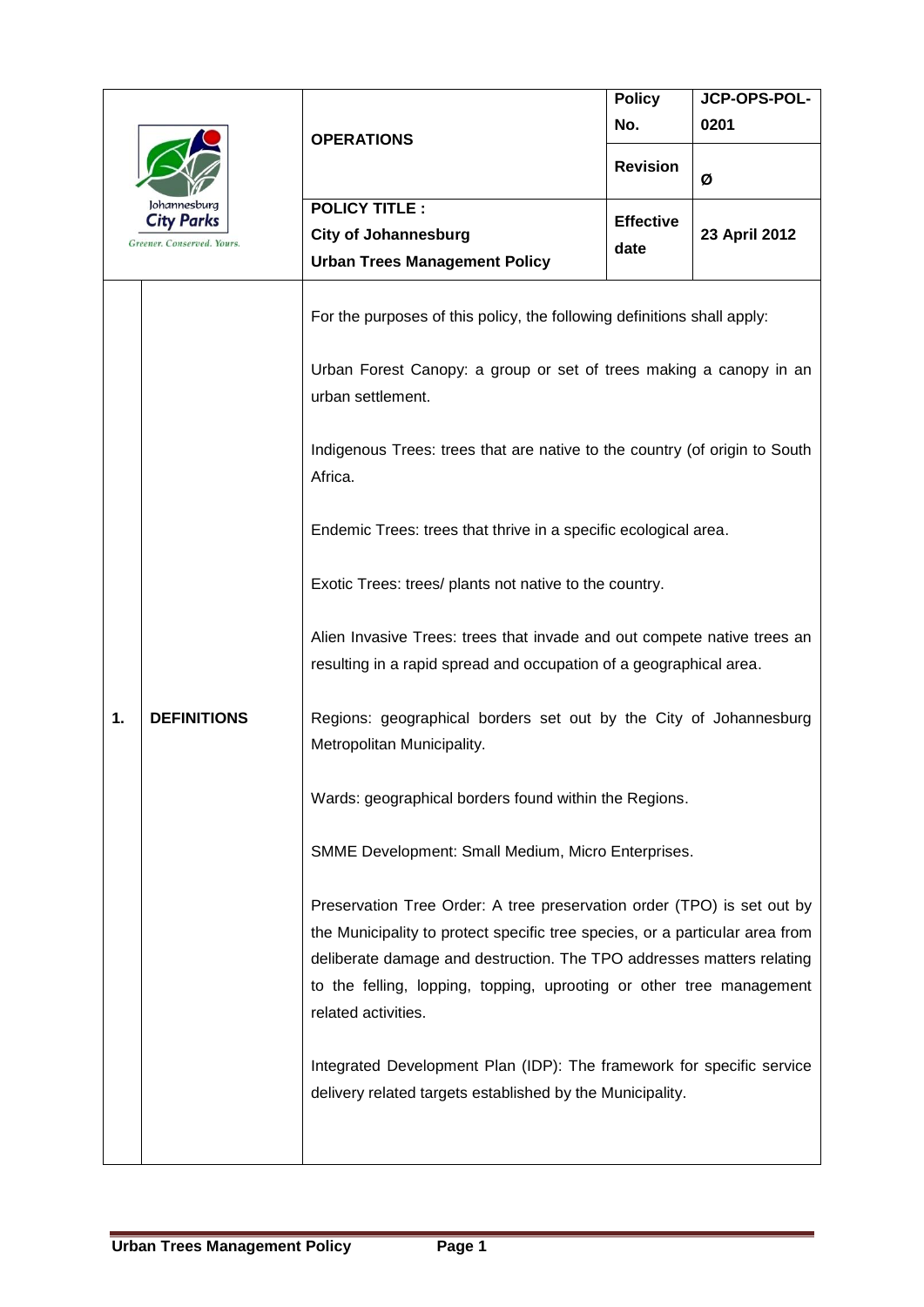| Johannesburg City Parks — Greener. Conserved. Yours. | **OPERATIONS** | **Policy No.** | **JCP-OPS-POL-0201** |
|---|---|---|---|
| | | **Revision** | **Ø** |
| | **POLICY TITLE :** **City of Johannesburg Urban Trees Management Policy** | **Effective date** | **23 April 2012** |

## 1. DEFINITIONS

For the purposes of this policy, the following definitions shall apply:

Urban Forest Canopy: a group or set of trees making a canopy in an urban settlement.

Indigenous Trees: trees that are native to the country (of origin to South Africa.

Endemic Trees: trees that thrive in a specific ecological area.

Exotic Trees: trees/ plants not native to the country.

Alien Invasive Trees: trees that invade and out compete native trees an resulting in a rapid spread and occupation of a geographical area.

Regions: geographical borders set out by the City of Johannesburg Metropolitan Municipality.

Wards: geographical borders found within the Regions.

SMME Development: Small Medium, Micro Enterprises.

Preservation Tree Order: A tree preservation order (TPO) is set out by the Municipality to protect specific tree species, or a particular area from deliberate damage and destruction. The TPO addresses matters relating to the felling, lopping, topping, uprooting or other tree management related activities.

Integrated Development Plan (IDP): The framework for specific service delivery related targets established by the Municipality.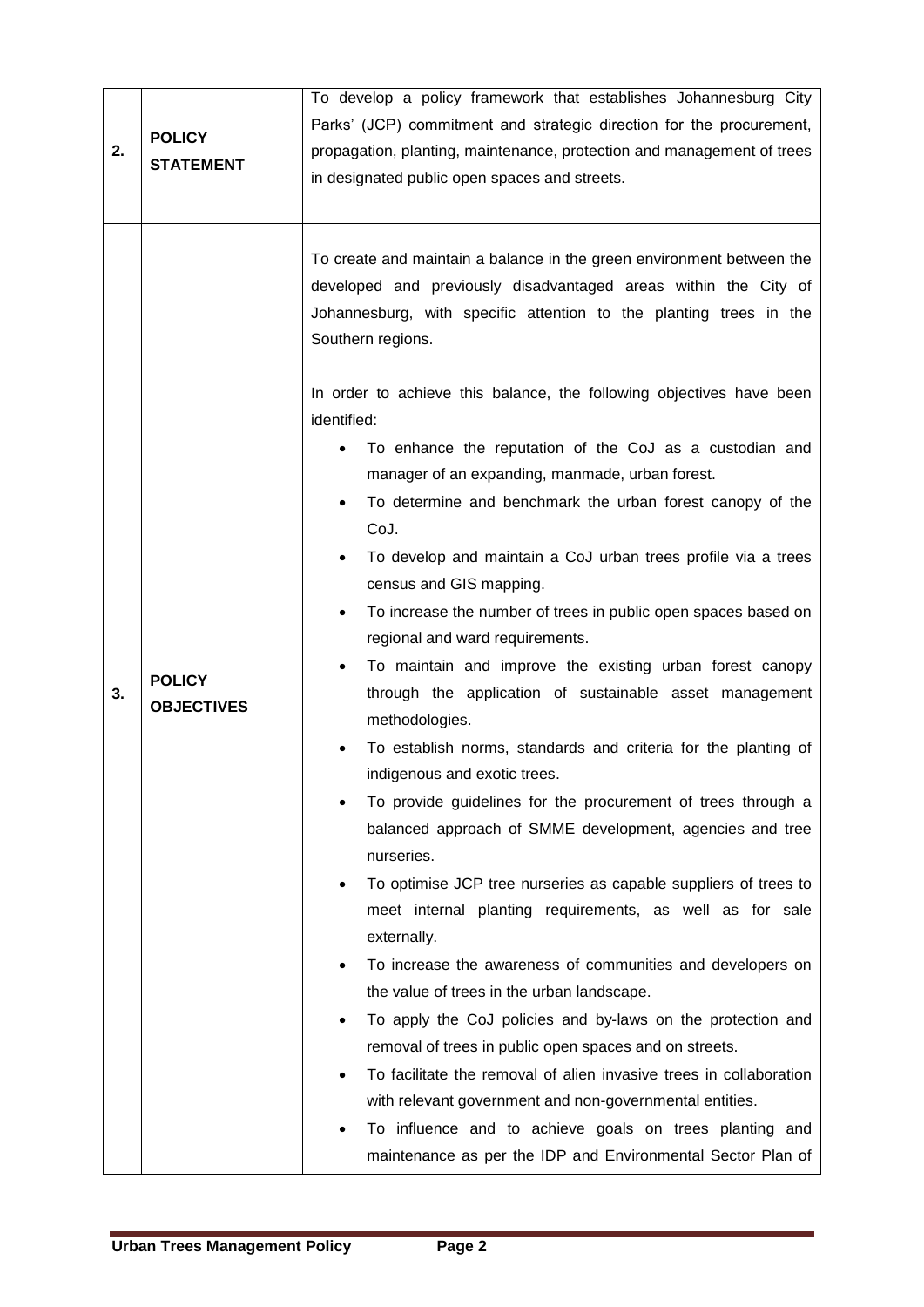| | | |
|---|---|---|
| **2.** | **POLICY STATEMENT** | To develop a policy framework that establishes Johannesburg City Parks' (JCP) commitment and strategic direction for the procurement, propagation, planting, maintenance, protection and management of trees in designated public open spaces and streets. |
| **3.** | **POLICY OBJECTIVES** | To create and maintain a balance in the green environment between the developed and previously disadvantaged areas within the City of Johannesburg, with specific attention to the planting trees in the Southern regions.<br><br>In order to achieve this balance, the following objectives have been identified:<br>• To enhance the reputation of the CoJ as a custodian and manager of an expanding, manmade, urban forest.<br>• To determine and benchmark the urban forest canopy of the CoJ.<br>• To develop and maintain a CoJ urban trees profile via a trees census and GIS mapping.<br>• To increase the number of trees in public open spaces based on regional and ward requirements.<br>• To maintain and improve the existing urban forest canopy through the application of sustainable asset management methodologies.<br>• To establish norms, standards and criteria for the planting of indigenous and exotic trees.<br>• To provide guidelines for the procurement of trees through a balanced approach of SMME development, agencies and tree nurseries.<br>• To optimise JCP tree nurseries as capable suppliers of trees to meet internal planting requirements, as well as for sale externally.<br>• To increase the awareness of communities and developers on the value of trees in the urban landscape.<br>• To apply the CoJ policies and by-laws on the protection and removal of trees in public open spaces and on streets.<br>• To facilitate the removal of alien invasive trees in collaboration with relevant government and non-governmental entities.<br>• To influence and to achieve goals on trees planting and maintenance as per the IDP and Environmental Sector Plan of |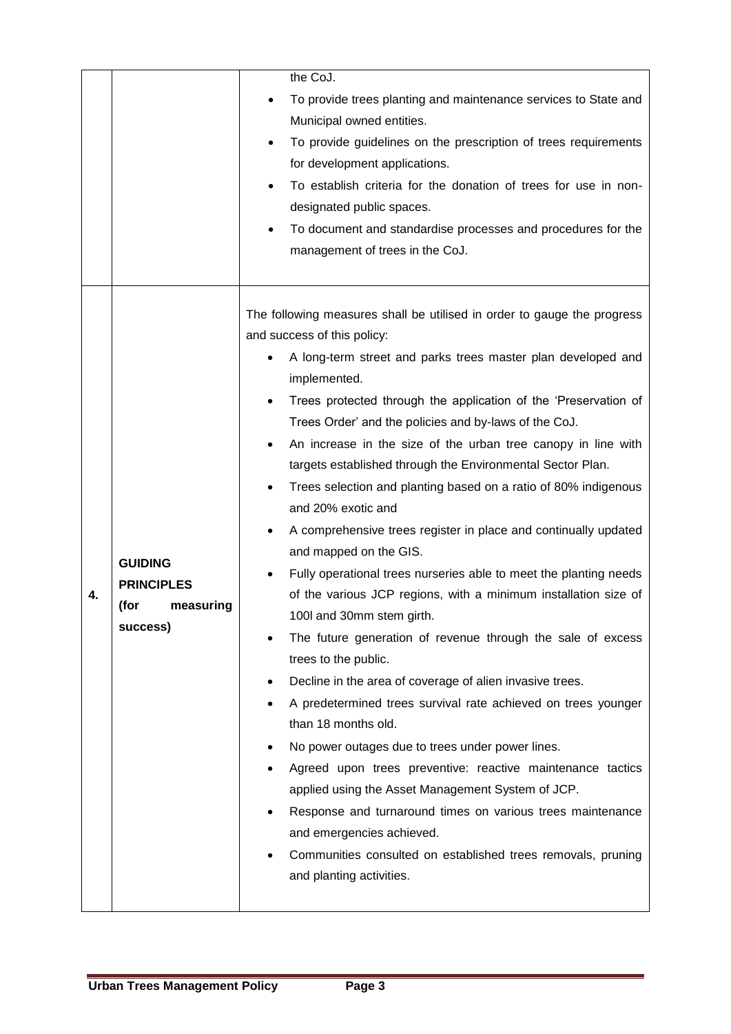|  |  |  |
|---|---|---|
|  |  | the CoJ.<br>• To provide trees planting and maintenance services to State and Municipal owned entities.<br>• To provide guidelines on the prescription of trees requirements for development applications.<br>• To establish criteria for the donation of trees for use in non-designated public spaces.<br>• To document and standardise processes and procedures for the management of trees in the CoJ. |
| **4.** | **GUIDING PRINCIPLES (for measuring success)** | The following measures shall be utilised in order to gauge the progress and success of this policy:<br>• A long-term street and parks trees master plan developed and implemented.<br>• Trees protected through the application of the 'Preservation of Trees Order' and the policies and by-laws of the CoJ.<br>• An increase in the size of the urban tree canopy in line with targets established through the Environmental Sector Plan.<br>• Trees selection and planting based on a ratio of 80% indigenous and 20% exotic and<br>• A comprehensive trees register in place and continually updated and mapped on the GIS.<br>• Fully operational trees nurseries able to meet the planting needs of the various JCP regions, with a minimum installation size of 100l and 30mm stem girth.<br>• The future generation of revenue through the sale of excess trees to the public.<br>• Decline in the area of coverage of alien invasive trees.<br>• A predetermined trees survival rate achieved on trees younger than 18 months old.<br>• No power outages due to trees under power lines.<br>• Agreed upon trees preventive: reactive maintenance tactics applied using the Asset Management System of JCP.<br>• Response and turnaround times on various trees maintenance and emergencies achieved.<br>• Communities consulted on established trees removals, pruning and planting activities. |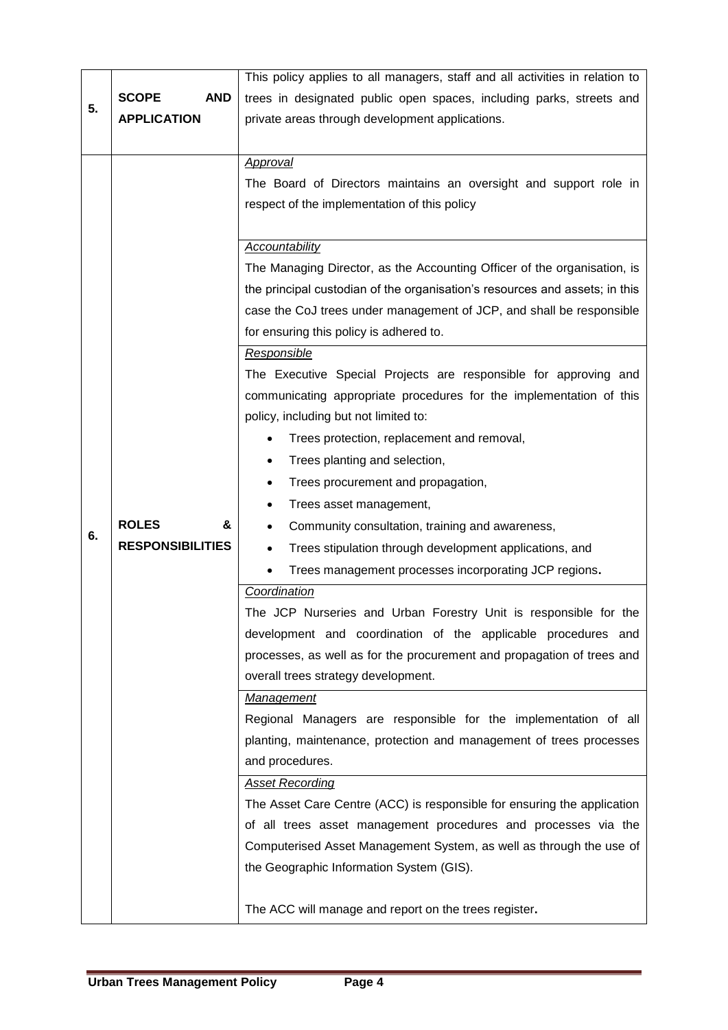| 5. | **SCOPE AND APPLICATION** | This policy applies to all managers, staff and all activities in relation to trees in designated public open spaces, including parks, streets and private areas through development applications. |
|---|---|---|
| 6. | **ROLES & RESPONSIBILITIES** | *Approval*<br>The Board of Directors maintains an oversight and support role in respect of the implementation of this policy |
| | | *Accountability*<br>The Managing Director, as the Accounting Officer of the organisation, is the principal custodian of the organisation's resources and assets; in this case the CoJ trees under management of JCP, and shall be responsible for ensuring this policy is adhered to. |
| | | *Responsible*<br>The Executive Special Projects are responsible for approving and communicating appropriate procedures for the implementation of this policy, including but not limited to:<br>• Trees protection, replacement and removal,<br>• Trees planting and selection,<br>• Trees procurement and propagation,<br>• Trees asset management,<br>• Community consultation, training and awareness,<br>• Trees stipulation through development applications, and<br>• Trees management processes incorporating JCP regions**.** |
| | | *Coordination*<br>The JCP Nurseries and Urban Forestry Unit is responsible for the development and coordination of the applicable procedures and processes, as well as for the procurement and propagation of trees and overall trees strategy development. |
| | | *Management*<br>Regional Managers are responsible for the implementation of all planting, maintenance, protection and management of trees processes and procedures. |
| | | *Asset Recording*<br>The Asset Care Centre (ACC) is responsible for ensuring the application of all trees asset management procedures and processes via the Computerised Asset Management System, as well as through the use of the Geographic Information System (GIS).<br><br>The ACC will manage and report on the trees register**.** |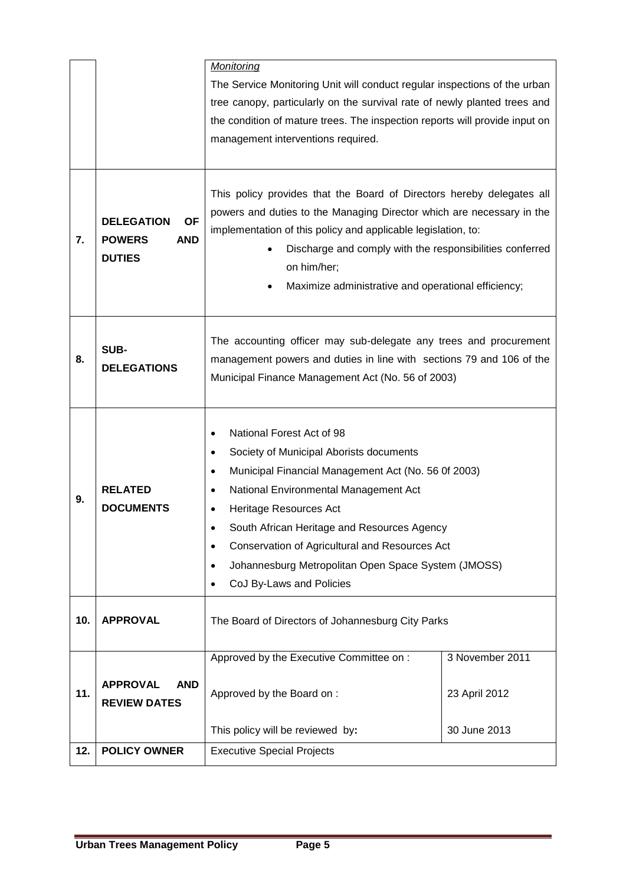| | | |
|---|---|---|
| | | *Monitoring*<br>The Service Monitoring Unit will conduct regular inspections of the urban tree canopy, particularly on the survival rate of newly planted trees and the condition of mature trees. The inspection reports will provide input on management interventions required. |
| **7.** | **DELEGATION OF POWERS AND DUTIES** | This policy provides that the Board of Directors hereby delegates all powers and duties to the Managing Director which are necessary in the implementation of this policy and applicable legislation, to:<br>• Discharge and comply with the responsibilities conferred on him/her;<br>• Maximize administrative and operational efficiency; |
| **8.** | **SUB-DELEGATIONS** | The accounting officer may sub-delegate any trees and procurement management powers and duties in line with sections 79 and 106 of the Municipal Finance Management Act (No. 56 of 2003) |
| **9.** | **RELATED DOCUMENTS** | • National Forest Act of 98<br>• Society of Municipal Aborists documents<br>• Municipal Financial Management Act (No. 56 0f 2003)<br>• National Environmental Management Act<br>• Heritage Resources Act<br>• South African Heritage and Resources Agency<br>• Conservation of Agricultural and Resources Act<br>• Johannesburg Metropolitan Open Space System (JMOSS)<br>• CoJ By-Laws and Policies |
| **10.** | **APPROVAL** | The Board of Directors of Johannesburg City Parks |
| **11.** | **APPROVAL AND REVIEW DATES** | Approved by the Executive Committee on : 3 November 2011<br>Approved by the Board on : 23 April 2012<br>This policy will be reviewed by**:** 30 June 2013 |
| **12.** | **POLICY OWNER** | Executive Special Projects |